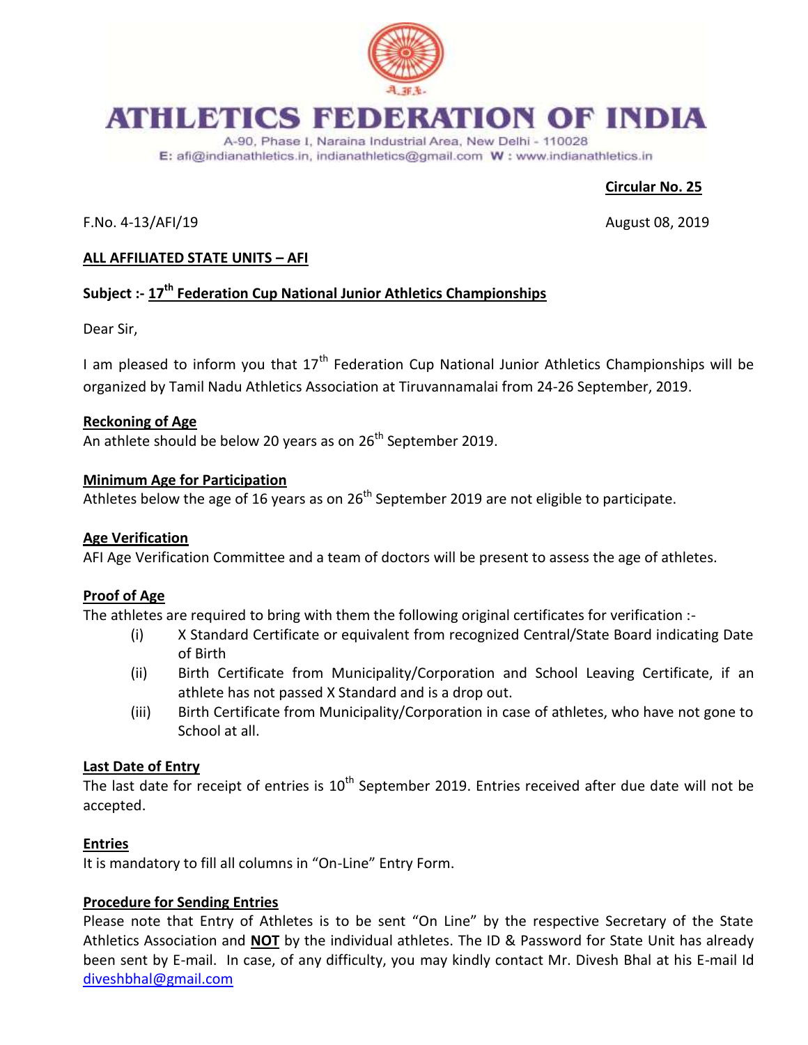# ATHLETICS FEDERATION OF INDIA

A-90, Phase I, Naraina Industrial Area, New Delhi - 110028
E: afi@indianathletics.in, indianathletics@gmail.com W : www.indianathletics.in

**Circular No. 25**

F.No. 4-13/AFI/19 August 08, 2019

**ALL AFFILIATED STATE UNITS – AFI**

**Subject :- 17th Federation Cup National Junior Athletics Championships**

Dear Sir,

I am pleased to inform you that 17th Federation Cup National Junior Athletics Championships will be organized by Tamil Nadu Athletics Association at Tiruvannamalai from 24-26 September, 2019.

**Reckoning of Age**
An athlete should be below 20 years as on 26th September 2019.

**Minimum Age for Participation**
Athletes below the age of 16 years as on 26th September 2019 are not eligible to participate.

**Age Verification**
AFI Age Verification Committee and a team of doctors will be present to assess the age of athletes.

**Proof of Age**
The athletes are required to bring with them the following original certificates for verification :-

(i) X Standard Certificate or equivalent from recognized Central/State Board indicating Date of Birth
(ii) Birth Certificate from Municipality/Corporation and School Leaving Certificate, if an athlete has not passed X Standard and is a drop out.
(iii) Birth Certificate from Municipality/Corporation in case of athletes, who have not gone to School at all.

**Last Date of Entry**
The last date for receipt of entries is 10th September 2019. Entries received after due date will not be accepted.

**Entries**
It is mandatory to fill all columns in "On-Line" Entry Form.

**Procedure for Sending Entries**
Please note that Entry of Athletes is to be sent "On Line" by the respective Secretary of the State Athletics Association and **NOT** by the individual athletes. The ID & Password for State Unit has already been sent by E-mail. In case, of any difficulty, you may kindly contact Mr. Divesh Bhal at his E-mail Id diveshbhal@gmail.com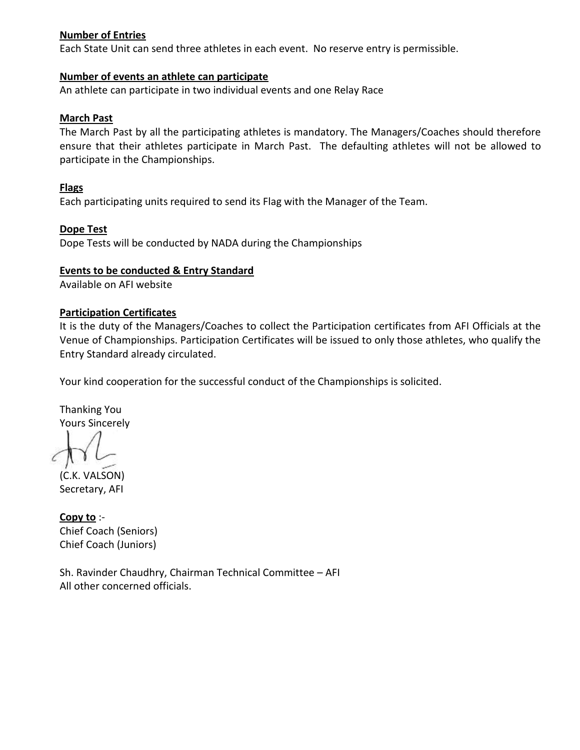**Number of Entries**

Each State Unit can send three athletes in each event. No reserve entry is permissible.

**Number of events an athlete can participate**

An athlete can participate in two individual events and one Relay Race

**March Past**

The March Past by all the participating athletes is mandatory. The Managers/Coaches should therefore ensure that their athletes participate in March Past. The defaulting athletes will not be allowed to participate in the Championships.

**Flags**

Each participating units required to send its Flag with the Manager of the Team.

**Dope Test**

Dope Tests will be conducted by NADA during the Championships

**Events to be conducted & Entry Standard**

Available on AFI website

**Participation Certificates**

It is the duty of the Managers/Coaches to collect the Participation certificates from AFI Officials at the Venue of Championships. Participation Certificates will be issued to only those athletes, who qualify the Entry Standard already circulated.

Your kind cooperation for the successful conduct of the Championships is solicited.

Thanking You
Yours Sincerely

(C.K. VALSON)
Secretary, AFI

**Copy to** :-
Chief Coach (Seniors)
Chief Coach (Juniors)

Sh. Ravinder Chaudhry, Chairman Technical Committee – AFI
All other concerned officials.